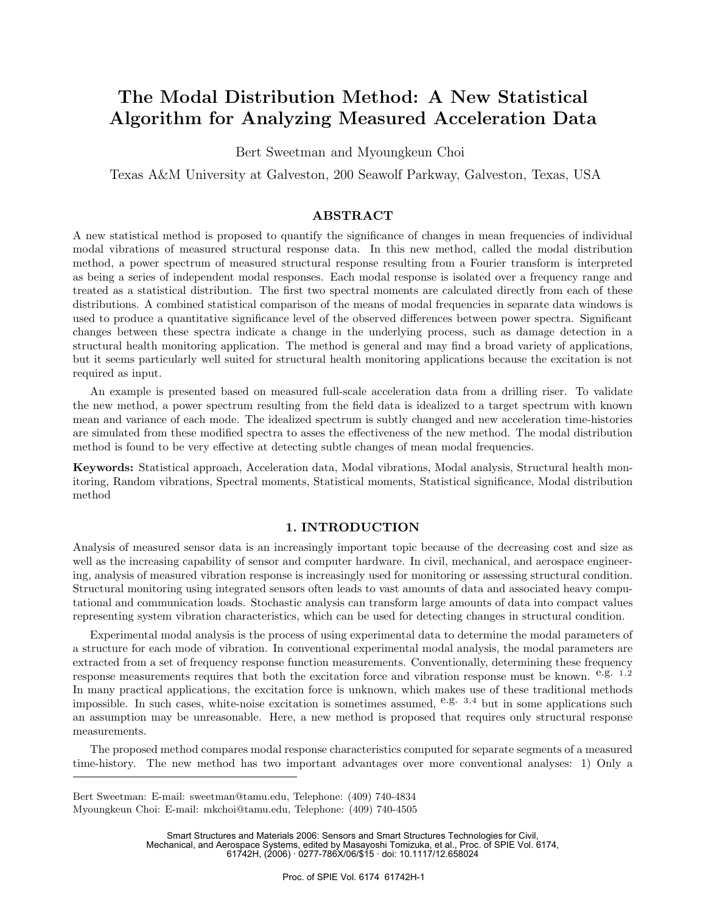# The Modal Distribution Method: A New Statistical Algorithm for Analyzing Measured Acceleration Data

Bert Sweetman and Myoungkeun Choi

Texas A&M University at Galveston, 200 Seawolf Parkway, Galveston, Texas, USA

## ABSTRACT

A new statistical method is proposed to quantify the significance of changes in mean frequencies of individual modal vibrations of measured structural response data. In this new method, called the modal distribution method, a power spectrum of measured structural response resulting from a Fourier transform is interpreted as being a series of independent modal responses. Each modal response is isolated over a frequency range and treated as a statistical distribution. The first two spectral moments are calculated directly from each of these distributions. A combined statistical comparison of the means of modal frequencies in separate data windows is used to produce a quantitative significance level of the observed differences between power spectra. Significant changes between these spectra indicate a change in the underlying process, such as damage detection in a structural health monitoring application. The method is general and may find a broad variety of applications, but it seems particularly well suited for structural health monitoring applications because the excitation is not required as input.

An example is presented based on measured full-scale acceleration data from a drilling riser. To validate the new method, a power spectrum resulting from the field data is idealized to a target spectrum with known mean and variance of each mode. The idealized spectrum is subtly changed and new acceleration time-histories are simulated from these modified spectra to asses the effectiveness of the new method. The modal distribution method is found to be very effective at detecting subtle changes of mean modal frequencies.

**Keywords:** Statistical approach, Acceleration data, Modal vibrations, Modal analysis, Structural health monitoring, Random vibrations, Spectral moments, Statistical moments, Statistical significance, Modal distribution method

## 1. INTRODUCTION

Analysis of measured sensor data is an increasingly important topic because of the decreasing cost and size as well as the increasing capability of sensor and computer hardware. In civil, mechanical, and aerospace engineering, analysis of measured vibration response is increasingly used for monitoring or assessing structural condition. Structural monitoring using integrated sensors often leads to vast amounts of data and associated heavy computational and communication loads. Stochastic analysis can transform large amounts of data into compact values representing system vibration characteristics, which can be used for detecting changes in structural condition.

Experimental modal analysis is the process of using experimental data to determine the modal parameters of a structure for each mode of vibration. In conventional experimental modal analysis, the modal parameters are extracted from a set of frequency response function measurements. Conventionally, determining these frequency response measurements requires that both the excitation force and vibration response must be known. [e.g. 1,2] In many practical applications, the excitation force is unknown, which makes use of these traditional methods impossible. In such cases, white-noise excitation is sometimes assumed, [e.g. 3,4] but in some applications such an assumption may be unreasonable. Here, a new method is proposed that requires only structural response measurements.

The proposed method compares modal response characteristics computed for separate segments of a measured time-history. The new method has two important advantages over more conventional analyses: 1) Only a

Bert Sweetman: E-mail: sweetman@tamu.edu, Telephone: (409) 740-4834

Myoungkeun Choi: E-mail: mkchoi@tamu.edu, Telephone: (409) 740-4505

Smart Structures and Materials 2006: Sensors and Smart Structures Technologies for Civil, Mechanical, and Aerospace Systems, edited by Masayoshi Tomizuka, et al., Proc. of SPIE Vol. 6174, 61742H, (2006) · 0277-786X/06/$15 · doi: 10.1117/12.658024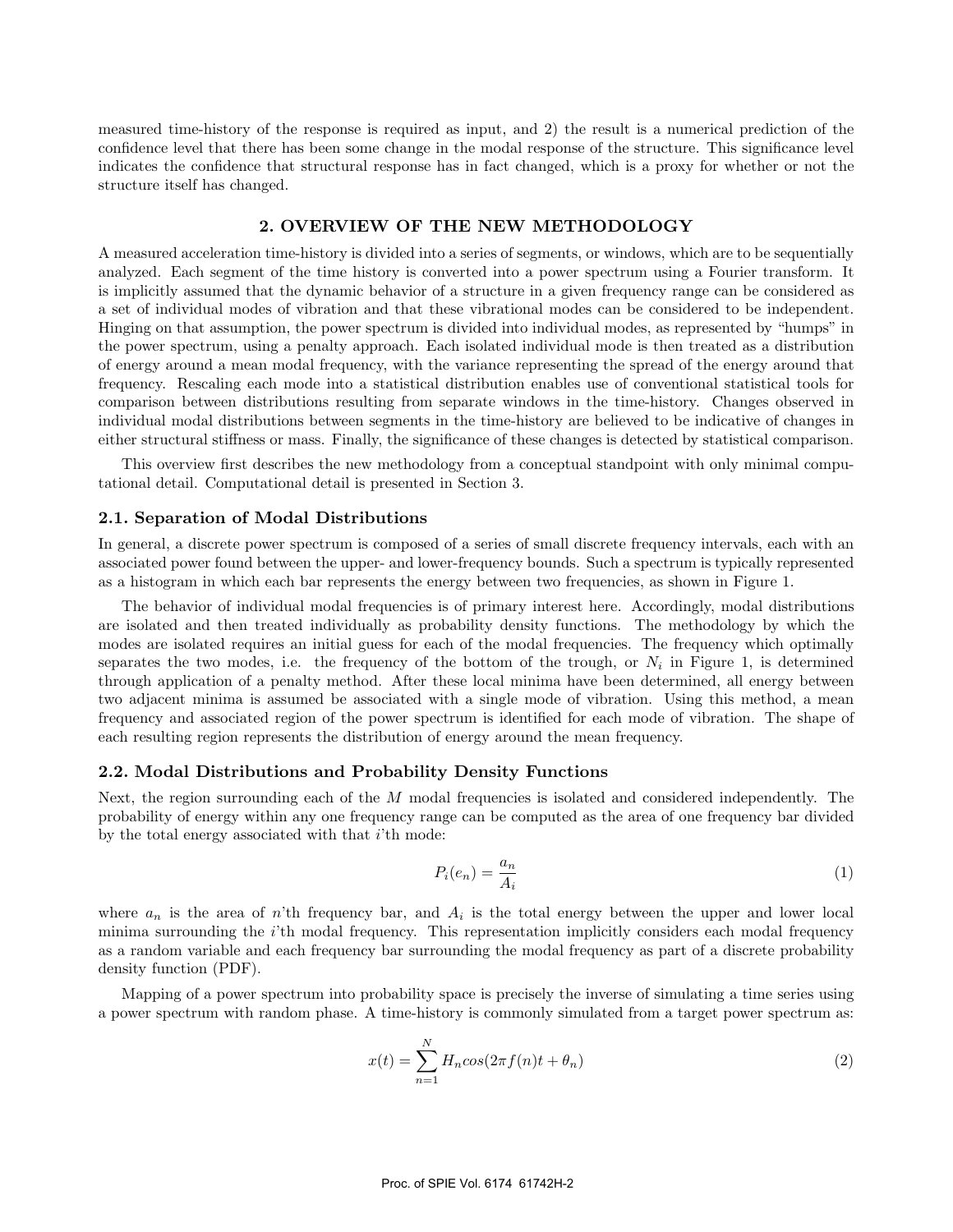measured time-history of the response is required as input, and 2) the result is a numerical prediction of the confidence level that there has been some change in the modal response of the structure. This significance level indicates the confidence that structural response has in fact changed, which is a proxy for whether or not the structure itself has changed.

## 2. OVERVIEW OF THE NEW METHODOLOGY

A measured acceleration time-history is divided into a series of segments, or windows, which are to be sequentially analyzed. Each segment of the time history is converted into a power spectrum using a Fourier transform. It is implicitly assumed that the dynamic behavior of a structure in a given frequency range can be considered as a set of individual modes of vibration and that these vibrational modes can be considered to be independent. Hinging on that assumption, the power spectrum is divided into individual modes, as represented by "humps" in the power spectrum, using a penalty approach. Each isolated individual mode is then treated as a distribution of energy around a mean modal frequency, with the variance representing the spread of the energy around that frequency. Rescaling each mode into a statistical distribution enables use of conventional statistical tools for comparison between distributions resulting from separate windows in the time-history. Changes observed in individual modal distributions between segments in the time-history are believed to be indicative of changes in either structural stiffness or mass. Finally, the significance of these changes is detected by statistical comparison.

This overview first describes the new methodology from a conceptual standpoint with only minimal computational detail. Computational detail is presented in Section 3.

### 2.1. Separation of Modal Distributions

In general, a discrete power spectrum is composed of a series of small discrete frequency intervals, each with an associated power found between the upper- and lower-frequency bounds. Such a spectrum is typically represented as a histogram in which each bar represents the energy between two frequencies, as shown in Figure 1.

The behavior of individual modal frequencies is of primary interest here. Accordingly, modal distributions are isolated and then treated individually as probability density functions. The methodology by which the modes are isolated requires an initial guess for each of the modal frequencies. The frequency which optimally separates the two modes, i.e. the frequency of the bottom of the trough, or $N_i$ in Figure 1, is determined through application of a penalty method. After these local minima have been determined, all energy between two adjacent minima is assumed be associated with a single mode of vibration. Using this method, a mean frequency and associated region of the power spectrum is identified for each mode of vibration. The shape of each resulting region represents the distribution of energy around the mean frequency.

### 2.2. Modal Distributions and Probability Density Functions

Next, the region surrounding each of the $M$ modal frequencies is isolated and considered independently. The probability of energy within any one frequency range can be computed as the area of one frequency bar divided by the total energy associated with that $i$'th mode:

$$P_i(e_n) = \frac{a_n}{A_i} \tag{1}$$

where $a_n$ is the area of $n$'th frequency bar, and $A_i$ is the total energy between the upper and lower local minima surrounding the $i$'th modal frequency. This representation implicitly considers each modal frequency as a random variable and each frequency bar surrounding the modal frequency as part of a discrete probability density function (PDF).

Mapping of a power spectrum into probability space is precisely the inverse of simulating a time series using a power spectrum with random phase. A time-history is commonly simulated from a target power spectrum as:

$$x(t) = \sum_{n=1}^{N} H_n cos(2\pi f(n)t + \theta_n) \tag{2}$$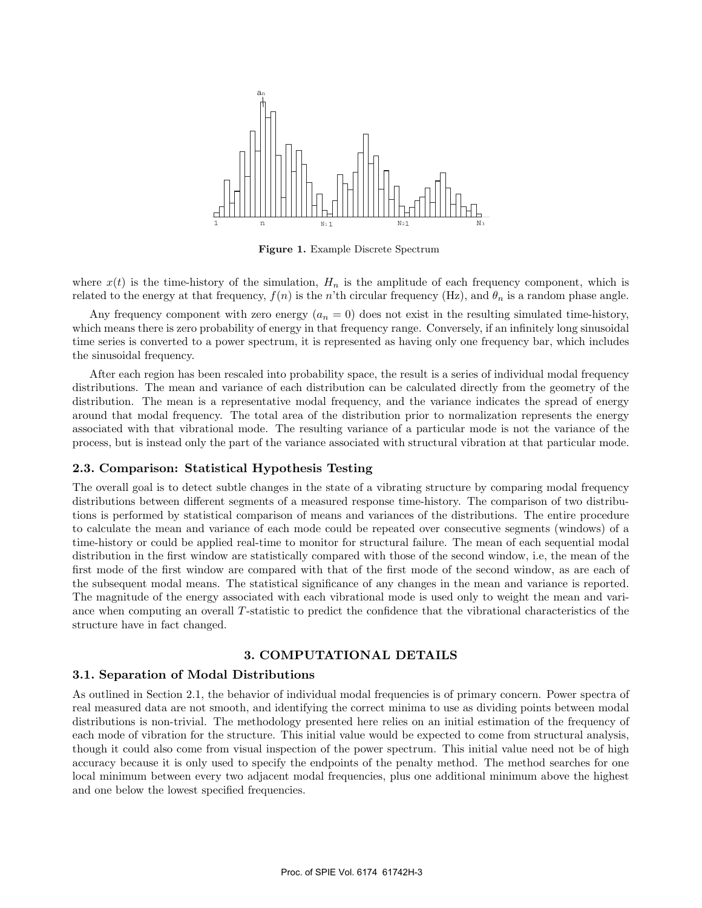**Figure 1.** Example Discrete Spectrum

where $x(t)$ is the time-history of the simulation, $H_n$ is the amplitude of each frequency component, which is related to the energy at that frequency, $f(n)$ is the $n$'th circular frequency (Hz), and $\theta_n$ is a random phase angle.

Any frequency component with zero energy ($a_n = 0$) does not exist in the resulting simulated time-history, which means there is zero probability of energy in that frequency range. Conversely, if an infinitely long sinusoidal time series is converted to a power spectrum, it is represented as having only one frequency bar, which includes the sinusoidal frequency.

After each region has been rescaled into probability space, the result is a series of individual modal frequency distributions. The mean and variance of each distribution can be calculated directly from the geometry of the distribution. The mean is a representative modal frequency, and the variance indicates the spread of energy around that modal frequency. The total area of the distribution prior to normalization represents the energy associated with that vibrational mode. The resulting variance of a particular mode is not the variance of the process, but is instead only the part of the variance associated with structural vibration at that particular mode.

### 2.3. Comparison: Statistical Hypothesis Testing

The overall goal is to detect subtle changes in the state of a vibrating structure by comparing modal frequency distributions between different segments of a measured response time-history. The comparison of two distributions is performed by statistical comparison of means and variances of the distributions. The entire procedure to calculate the mean and variance of each mode could be repeated over consecutive segments (windows) of a time-history or could be applied real-time to monitor for structural failure. The mean of each sequential modal distribution in the first window are statistically compared with those of the second window, i.e, the mean of the first mode of the first window are compared with that of the first mode of the second window, as are each of the subsequent modal means. The statistical significance of any changes in the mean and variance is reported. The magnitude of the energy associated with each vibrational mode is used only to weight the mean and variance when computing an overall $T$-statistic to predict the confidence that the vibrational characteristics of the structure have in fact changed.

## 3. COMPUTATIONAL DETAILS

### 3.1. Separation of Modal Distributions

As outlined in Section 2.1, the behavior of individual modal frequencies is of primary concern. Power spectra of real measured data are not smooth, and identifying the correct minima to use as dividing points between modal distributions is non-trivial. The methodology presented here relies on an initial estimation of the frequency of each mode of vibration for the structure. This initial value would be expected to come from structural analysis, though it could also come from visual inspection of the power spectrum. This initial value need not be of high accuracy because it is only used to specify the endpoints of the penalty method. The method searches for one local minimum between every two adjacent modal frequencies, plus one additional minimum above the highest and one below the lowest specified frequencies.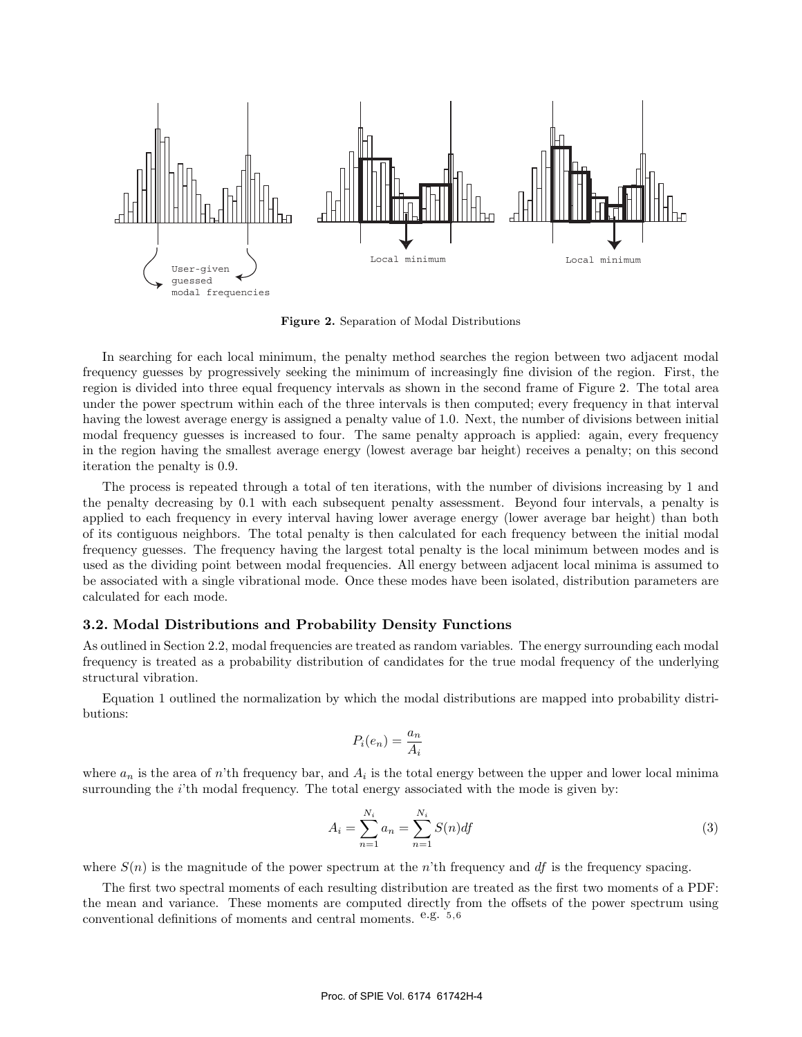User-given guessed modal frequencies

Local minimum

Local minimum

**Figure 2.** Separation of Modal Distributions

In searching for each local minimum, the penalty method searches the region between two adjacent modal frequency guesses by progressively seeking the minimum of increasingly fine division of the region. First, the region is divided into three equal frequency intervals as shown in the second frame of Figure 2. The total area under the power spectrum within each of the three intervals is then computed; every frequency in that interval having the lowest average energy is assigned a penalty value of 1.0. Next, the number of divisions between initial modal frequency guesses is increased to four. The same penalty approach is applied: again, every frequency in the region having the smallest average energy (lowest average bar height) receives a penalty; on this second iteration the penalty is 0.9.

The process is repeated through a total of ten iterations, with the number of divisions increasing by 1 and the penalty decreasing by 0.1 with each subsequent penalty assessment. Beyond four intervals, a penalty is applied to each frequency in every interval having lower average energy (lower average bar height) than both of its contiguous neighbors. The total penalty is then calculated for each frequency between the initial modal frequency guesses. The frequency having the largest total penalty is the local minimum between modes and is used as the dividing point between modal frequencies. All energy between adjacent local minima is assumed to be associated with a single vibrational mode. Once these modes have been isolated, distribution parameters are calculated for each mode.

### 3.2. Modal Distributions and Probability Density Functions

As outlined in Section 2.2, modal frequencies are treated as random variables. The energy surrounding each modal frequency is treated as a probability distribution of candidates for the true modal frequency of the underlying structural vibration.

Equation 1 outlined the normalization by which the modal distributions are mapped into probability distributions:

$$P_i(e_n) = \frac{a_n}{A_i}$$

where $a_n$ is the area of $n$'th frequency bar, and $A_i$ is the total energy between the upper and lower local minima surrounding the $i$'th modal frequency. The total energy associated with the mode is given by:

$$A_i = \sum_{n=1}^{N_i} a_n = \sum_{n=1}^{N_i} S(n)df \tag{3}$$

where $S(n)$ is the magnitude of the power spectrum at the $n$'th frequency and $df$ is the frequency spacing.

The first two spectral moments of each resulting distribution are treated as the first two moments of a PDF: the mean and variance. These moments are computed directly from the offsets of the power spectrum using conventional definitions of moments and central moments. e.g. [5,6]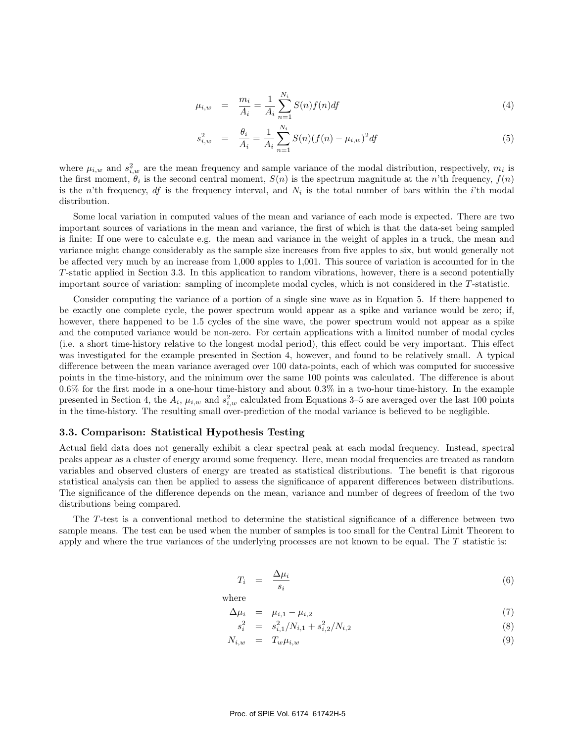$$\mu_{i,w} = \frac{m_i}{A_i} = \frac{1}{A_i}\sum_{n=1}^{N_i} S(n)f(n)df \tag{4}$$

$$s_{i,w}^2 = \frac{\theta_i}{A_i} = \frac{1}{A_i}\sum_{n=1}^{N_i} S(n)(f(n)-\mu_{i,w})^2 df \tag{5}$$

where $\mu_{i,w}$ and $s_{i,w}^2$ are the mean frequency and sample variance of the modal distribution, respectively, $m_i$ is the first moment, $\theta_i$ is the second central moment, $S(n)$ is the spectrum magnitude at the $n$'th frequency, $f(n)$ is the $n$'th frequency, $df$ is the frequency interval, and $N_i$ is the total number of bars within the $i$'th modal distribution.

Some local variation in computed values of the mean and variance of each mode is expected. There are two important sources of variations in the mean and variance, the first of which is that the data-set being sampled is finite: If one were to calculate e.g. the mean and variance in the weight of apples in a truck, the mean and variance might change considerably as the sample size increases from five apples to six, but would generally not be affected very much by an increase from 1,000 apples to 1,001. This source of variation is accounted for in the $T$-static applied in Section 3.3. In this application to random vibrations, however, there is a second potentially important source of variation: sampling of incomplete modal cycles, which is not considered in the $T$-statistic.

Consider computing the variance of a portion of a single sine wave as in Equation 5. If there happened to be exactly one complete cycle, the power spectrum would appear as a spike and variance would be zero; if, however, there happened to be 1.5 cycles of the sine wave, the power spectrum would not appear as a spike and the computed variance would be non-zero. For certain applications with a limited number of modal cycles (i.e. a short time-history relative to the longest modal period), this effect could be very important. This effect was investigated for the example presented in Section 4, however, and found to be relatively small. A typical difference between the mean variance averaged over 100 data-points, each of which was computed for successive points in the time-history, and the minimum over the same 100 points was calculated. The difference is about 0.6% for the first mode in a one-hour time-history and about 0.3% in a two-hour time-history. In the example presented in Section 4, the $A_i$, $\mu_{i,w}$ and $s_{i,w}^2$ calculated from Equations 3–5 are averaged over the last 100 points in the time-history. The resulting small over-prediction of the modal variance is believed to be negligible.

### 3.3. Comparison: Statistical Hypothesis Testing

Actual field data does not generally exhibit a clear spectral peak at each modal frequency. Instead, spectral peaks appear as a cluster of energy around some frequency. Here, mean modal frequencies are treated as random variables and observed clusters of energy are treated as statistical distributions. The benefit is that rigorous statistical analysis can then be applied to assess the significance of apparent differences between distributions. The significance of the difference depends on the mean, variance and number of degrees of freedom of the two distributions being compared.

The $T$-test is a conventional method to determine the statistical significance of a difference between two sample means. The test can be used when the number of samples is too small for the Central Limit Theorem to apply and where the true variances of the underlying processes are not known to be equal. The $T$ statistic is:

$$T_i = \frac{\Delta\mu_i}{s_i} \tag{6}$$

where

$$\Delta\mu_i = \mu_{i,1} - \mu_{i,2} \tag{7}$$

$$s_i^2 = s_{i,1}^2/N_{i,1} + s_{i,2}^2/N_{i,2} \tag{8}$$

$$N_{i,w} = T_w \mu_{i,w} \tag{9}$$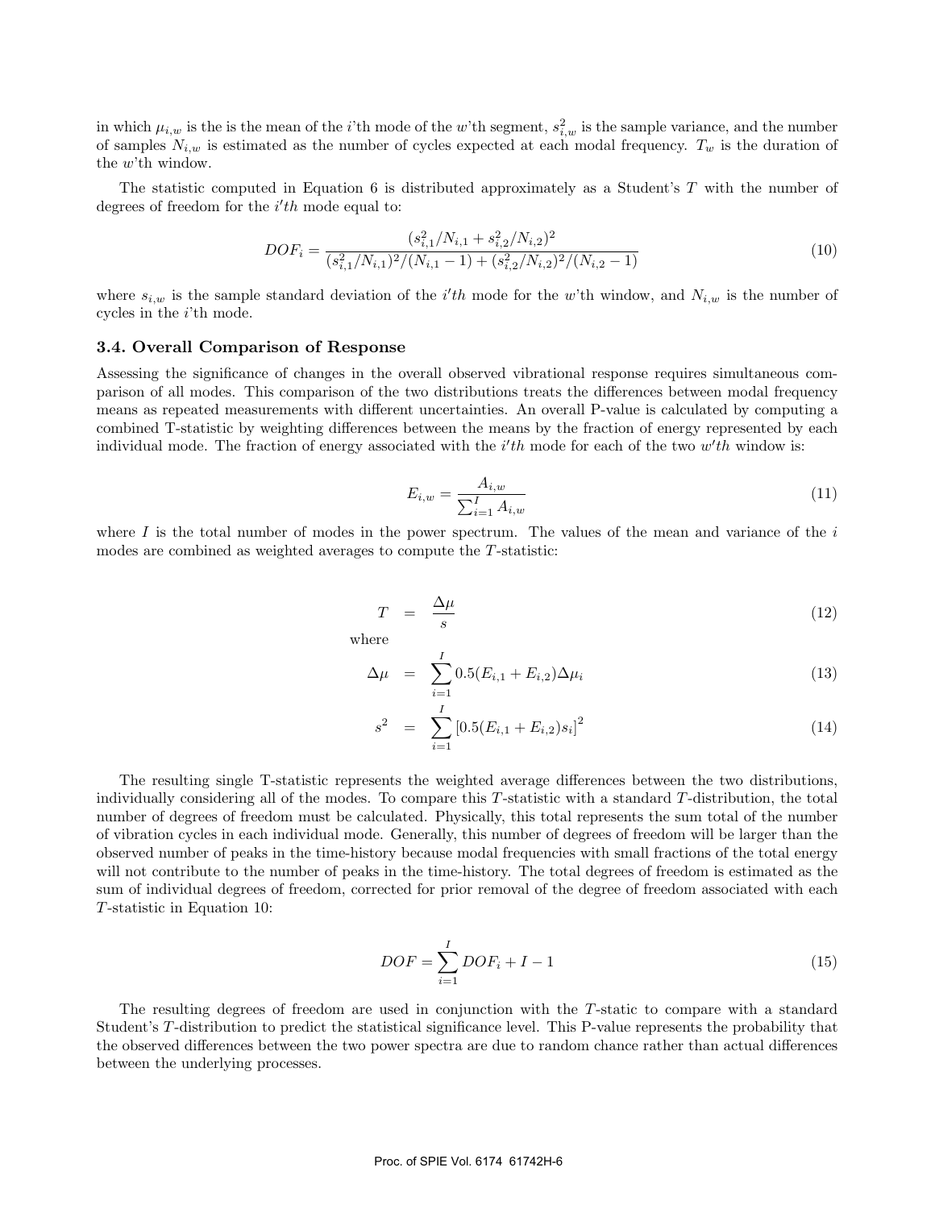in which $\mu_{i,w}$ is the is the mean of the $i$'th mode of the $w$'th segment, $s^2_{i,w}$ is the sample variance, and the number of samples $N_{i,w}$ is estimated as the number of cycles expected at each modal frequency. $T_w$ is the duration of the $w$'th window.

The statistic computed in Equation 6 is distributed approximately as a Student's $T$ with the number of degrees of freedom for the $i'th$ mode equal to:

$$DOF_i = \frac{(s^2_{i,1}/N_{i,1} + s^2_{i,2}/N_{i,2})^2}{(s^2_{i,1}/N_{i,1})^2/(N_{i,1}-1) + (s^2_{i,2}/N_{i,2})^2/(N_{i,2}-1)} \tag{10}$$

where $s_{i,w}$ is the sample standard deviation of the $i'th$ mode for the $w$'th window, and $N_{i,w}$ is the number of cycles in the $i$'th mode.

### 3.4. Overall Comparison of Response

Assessing the significance of changes in the overall observed vibrational response requires simultaneous comparison of all modes. This comparison of the two distributions treats the differences between modal frequency means as repeated measurements with different uncertainties. An overall P-value is calculated by computing a combined T-statistic by weighting differences between the means by the fraction of energy represented by each individual mode. The fraction of energy associated with the $i'th$ mode for each of the two $w'th$ window is:

$$E_{i,w} = \frac{A_{i,w}}{\sum_{i=1}^{I} A_{i,w}} \tag{11}$$

where $I$ is the total number of modes in the power spectrum. The values of the mean and variance of the $i$ modes are combined as weighted averages to compute the $T$-statistic:

$$T = \frac{\Delta\mu}{s} \tag{12}$$

where

$$\Delta\mu = \sum_{i=1}^{I} 0.5(E_{i,1} + E_{i,2})\Delta\mu_i \tag{13}$$

$$s^2 = \sum_{i=1}^{I} \left[0.5(E_{i,1} + E_{i,2})s_i\right]^2 \tag{14}$$

The resulting single T-statistic represents the weighted average differences between the two distributions, individually considering all of the modes. To compare this $T$-statistic with a standard $T$-distribution, the total number of degrees of freedom must be calculated. Physically, this total represents the sum total of the number of vibration cycles in each individual mode. Generally, this number of degrees of freedom will be larger than the observed number of peaks in the time-history because modal frequencies with small fractions of the total energy will not contribute to the number of peaks in the time-history. The total degrees of freedom is estimated as the sum of individual degrees of freedom, corrected for prior removal of the degree of freedom associated with each $T$-statistic in Equation 10:

$$DOF = \sum_{i=1}^{I} DOF_i + I - 1 \tag{15}$$

The resulting degrees of freedom are used in conjunction with the $T$-static to compare with a standard Student's $T$-distribution to predict the statistical significance level. This P-value represents the probability that the observed differences between the two power spectra are due to random chance rather than actual differences between the underlying processes.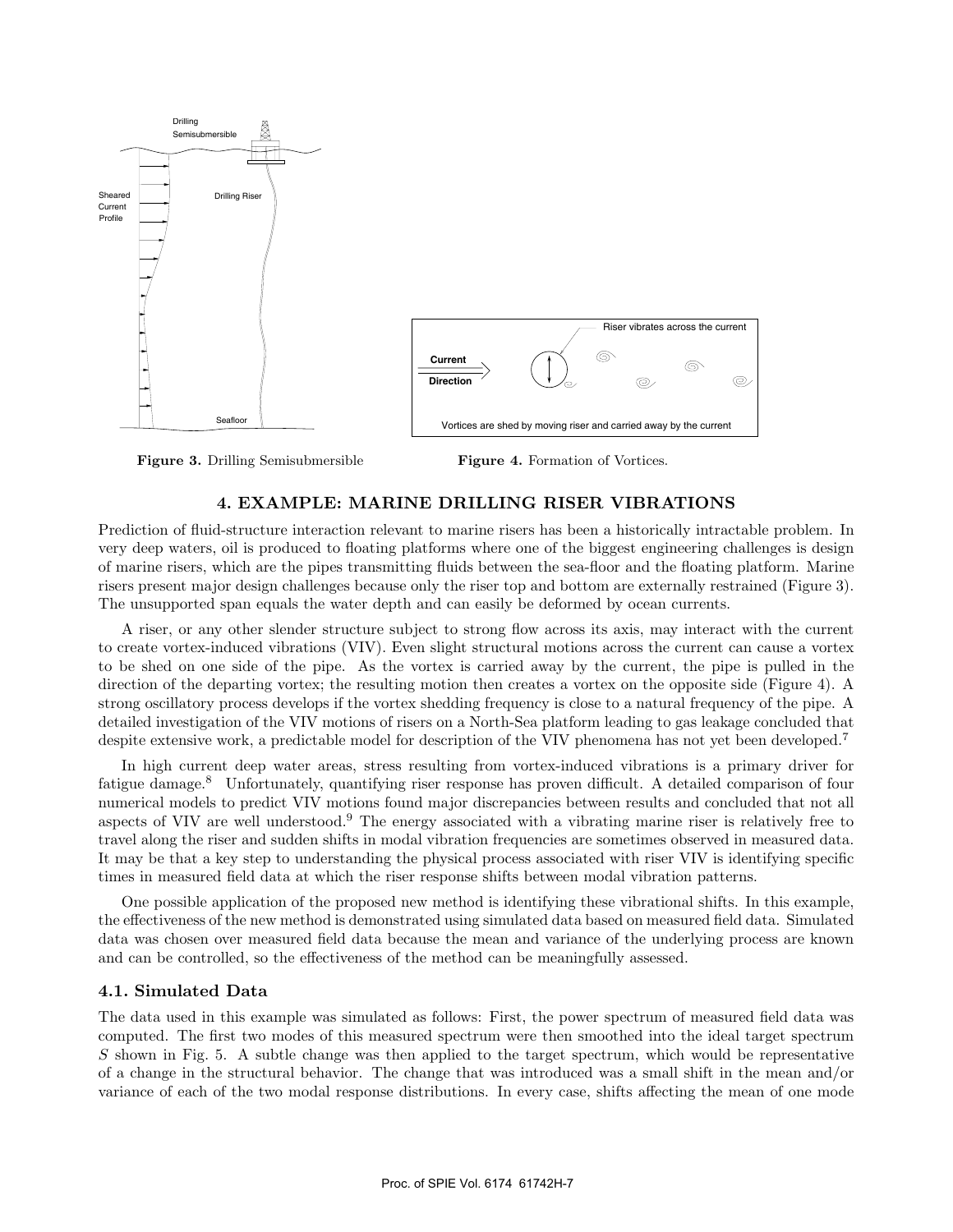Figure 3. Drilling Semisubmersible

Figure 4. Formation of Vortices.

## 4. EXAMPLE: MARINE DRILLING RISER VIBRATIONS

Prediction of fluid-structure interaction relevant to marine risers has been a historically intractable problem. In very deep waters, oil is produced to floating platforms where one of the biggest engineering challenges is design of marine risers, which are the pipes transmitting fluids between the sea-floor and the floating platform. Marine risers present major design challenges because only the riser top and bottom are externally restrained (Figure 3). The unsupported span equals the water depth and can easily be deformed by ocean currents.

A riser, or any other slender structure subject to strong flow across its axis, may interact with the current to create vortex-induced vibrations (VIV). Even slight structural motions across the current can cause a vortex to be shed on one side of the pipe. As the vortex is carried away by the current, the pipe is pulled in the direction of the departing vortex; the resulting motion then creates a vortex on the opposite side (Figure 4). A strong oscillatory process develops if the vortex shedding frequency is close to a natural frequency of the pipe. A detailed investigation of the VIV motions of risers on a North-Sea platform leading to gas leakage concluded that despite extensive work, a predictable model for description of the VIV phenomena has not yet been developed.[7]

In high current deep water areas, stress resulting from vortex-induced vibrations is a primary driver for fatigue damage.[8] Unfortunately, quantifying riser response has proven difficult. A detailed comparison of four numerical models to predict VIV motions found major discrepancies between results and concluded that not all aspects of VIV are well understood.[9] The energy associated with a vibrating marine riser is relatively free to travel along the riser and sudden shifts in modal vibration frequencies are sometimes observed in measured data. It may be that a key step to understanding the physical process associated with riser VIV is identifying specific times in measured field data at which the riser response shifts between modal vibration patterns.

One possible application of the proposed new method is identifying these vibrational shifts. In this example, the effectiveness of the new method is demonstrated using simulated data based on measured field data. Simulated data was chosen over measured field data because the mean and variance of the underlying process are known and can be controlled, so the effectiveness of the method can be meaningfully assessed.

### 4.1. Simulated Data

The data used in this example was simulated as follows: First, the power spectrum of measured field data was computed. The first two modes of this measured spectrum were then smoothed into the ideal target spectrum $S$ shown in Fig. 5. A subtle change was then applied to the target spectrum, which would be representative of a change in the structural behavior. The change that was introduced was a small shift in the mean and/or variance of each of the two modal response distributions. In every case, shifts affecting the mean of one mode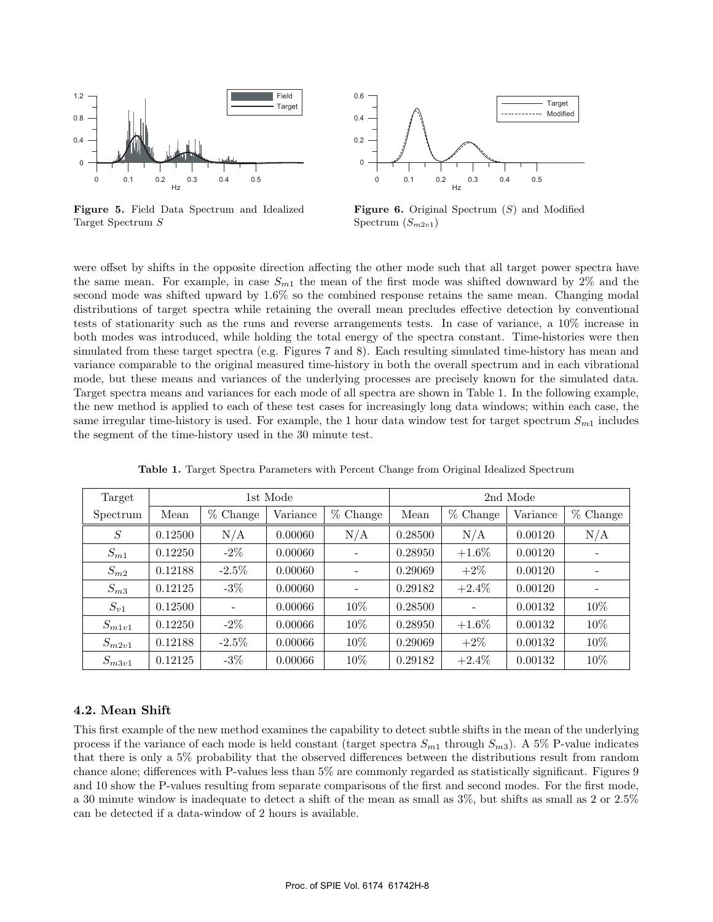Figure 5. Field Data Spectrum and Idealized Target Spectrum $S$

Figure 6. Original Spectrum ($S$) and Modified Spectrum ($S_{m2v1}$)

were offset by shifts in the opposite direction affecting the other mode such that all target power spectra have the same mean. For example, in case $S_{m1}$ the mean of the first mode was shifted downward by 2% and the second mode was shifted upward by 1.6% so the combined response retains the same mean. Changing modal distributions of target spectra while retaining the overall mean precludes effective detection by conventional tests of stationarity such as the runs and reverse arrangements tests. In case of variance, a 10% increase in both modes was introduced, while holding the total energy of the spectra constant. Time-histories were then simulated from these target spectra (e.g. Figures 7 and 8). Each resulting simulated time-history has mean and variance comparable to the original measured time-history in both the overall spectrum and in each vibrational mode, but these means and variances of the underlying processes are precisely known for the simulated data. Target spectra means and variances for each mode of all spectra are shown in Table 1. In the following example, the new method is applied to each of these test cases for increasingly long data windows; within each case, the same irregular time-history is used. For example, the 1 hour data window test for target spectrum $S_{m1}$ includes the segment of the time-history used in the 30 minute test.

**Table 1.** Target Spectra Parameters with Percent Change from Original Idealized Spectrum

| Target | 1st Mode | | | | 2nd Mode | | | |
|---|---|---|---|---|---|---|---|---|
| Spectrum | Mean | % Change | Variance | % Change | Mean | % Change | Variance | % Change |
| $S$ | 0.12500 | N/A | 0.00060 | N/A | 0.28500 | N/A | 0.00120 | N/A |
| $S_{m1}$ | 0.12250 | -2% | 0.00060 | - | 0.28950 | +1.6% | 0.00120 | - |
| $S_{m2}$ | 0.12188 | -2.5% | 0.00060 | - | 0.29069 | +2% | 0.00120 | - |
| $S_{m3}$ | 0.12125 | -3% | 0.00060 | - | 0.29182 | +2.4% | 0.00120 | - |
| $S_{v1}$ | 0.12500 | - | 0.00066 | 10% | 0.28500 | - | 0.00132 | 10% |
| $S_{m1v1}$ | 0.12250 | -2% | 0.00066 | 10% | 0.28950 | +1.6% | 0.00132 | 10% |
| $S_{m2v1}$ | 0.12188 | -2.5% | 0.00066 | 10% | 0.29069 | +2% | 0.00132 | 10% |
| $S_{m3v1}$ | 0.12125 | -3% | 0.00066 | 10% | 0.29182 | +2.4% | 0.00132 | 10% |

### 4.2. Mean Shift

This first example of the new method examines the capability to detect subtle shifts in the mean of the underlying process if the variance of each mode is held constant (target spectra $S_{m1}$ through $S_{m3}$). A 5% P-value indicates that there is only a 5% probability that the observed differences between the distributions result from random chance alone; differences with P-values less than 5% are commonly regarded as statistically significant. Figures 9 and 10 show the P-values resulting from separate comparisons of the first and second modes. For the first mode, a 30 minute window is inadequate to detect a shift of the mean as small as 3%, but shifts as small as 2 or 2.5% can be detected if a data-window of 2 hours is available.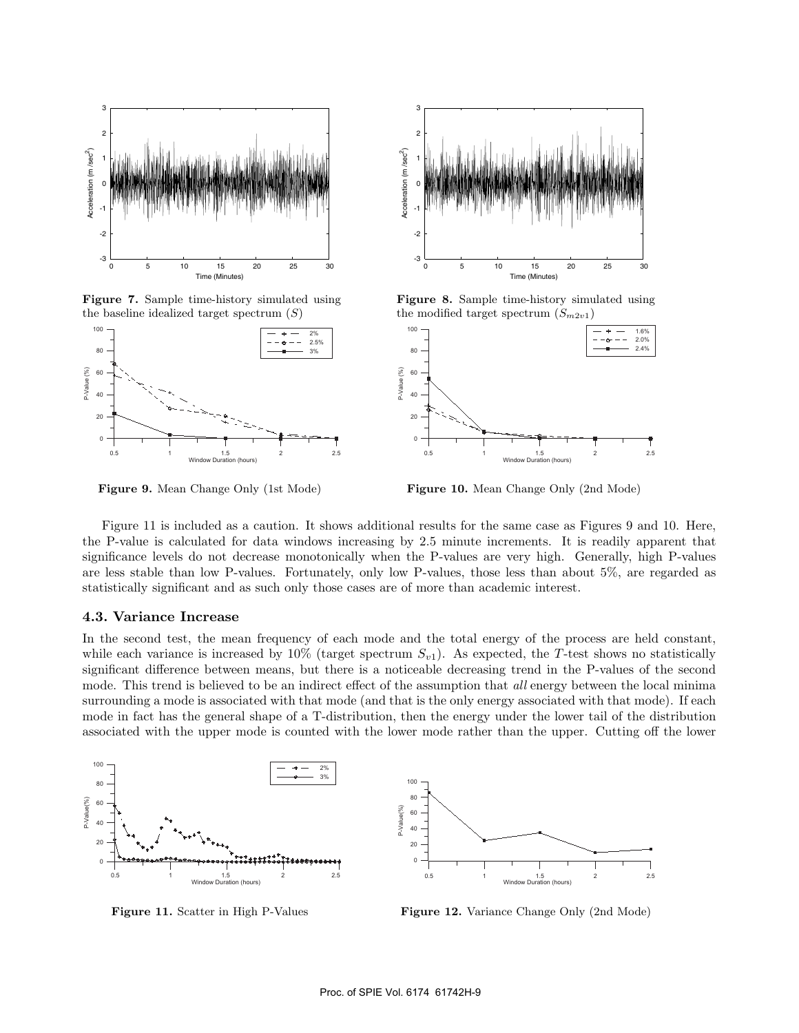**Figure 7.** Sample time-history simulated using the baseline idealized target spectrum ($S$)

**Figure 8.** Sample time-history simulated using the modified target spectrum ($S_{m2v1}$)

**Figure 9.** Mean Change Only (1st Mode)

**Figure 10.** Mean Change Only (2nd Mode)

Figure 11 is included as a caution. It shows additional results for the same case as Figures 9 and 10. Here, the P-value is calculated for data windows increasing by 2.5 minute increments. It is readily apparent that significance levels do not decrease monotonically when the P-values are very high. Generally, high P-values are less stable than low P-values. Fortunately, only low P-values, those less than about 5%, are regarded as statistically significant and as such only those cases are of more than academic interest.

### 4.3. Variance Increase

In the second test, the mean frequency of each mode and the total energy of the process are held constant, while each variance is increased by 10% (target spectrum $S_{v1}$). As expected, the $T$-test shows no statistically significant difference between means, but there is a noticeable decreasing trend in the P-values of the second mode. This trend is believed to be an indirect effect of the assumption that *all* energy between the local minima surrounding a mode is associated with that mode (and that is the only energy associated with that mode). If each mode in fact has the general shape of a T-distribution, then the energy under the lower tail of the distribution associated with the upper mode is counted with the lower mode rather than the upper. Cutting off the lower

**Figure 11.** Scatter in High P-Values

**Figure 12.** Variance Change Only (2nd Mode)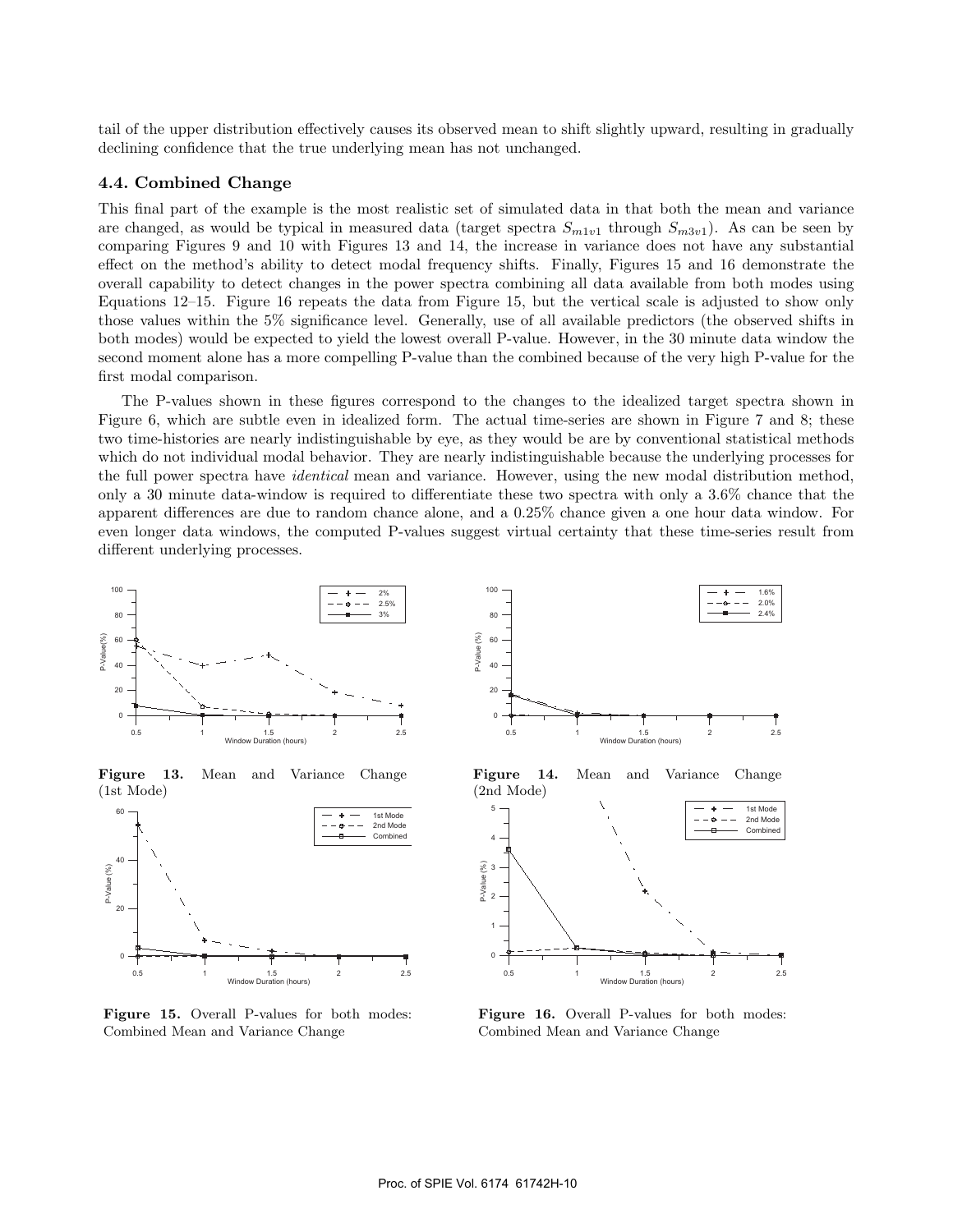tail of the upper distribution effectively causes its observed mean to shift slightly upward, resulting in gradually declining confidence that the true underlying mean has not unchanged.

### 4.4. Combined Change

This final part of the example is the most realistic set of simulated data in that both the mean and variance are changed, as would be typical in measured data (target spectra $S_{m1v1}$ through $S_{m3v1}$). As can be seen by comparing Figures 9 and 10 with Figures 13 and 14, the increase in variance does not have any substantial effect on the method's ability to detect modal frequency shifts. Finally, Figures 15 and 16 demonstrate the overall capability to detect changes in the power spectra combining all data available from both modes using Equations 12–15. Figure 16 repeats the data from Figure 15, but the vertical scale is adjusted to show only those values within the 5% significance level. Generally, use of all available predictors (the observed shifts in both modes) would be expected to yield the lowest overall P-value. However, in the 30 minute data window the second moment alone has a more compelling P-value than the combined because of the very high P-value for the first modal comparison.

The P-values shown in these figures correspond to the changes to the idealized target spectra shown in Figure 6, which are subtle even in idealized form. The actual time-series are shown in Figure 7 and 8; these two time-histories are nearly indistinguishable by eye, as they would be are by conventional statistical methods which do not individual modal behavior. They are nearly indistinguishable because the underlying processes for the full power spectra have *identical* mean and variance. However, using the new modal distribution method, only a 30 minute data-window is required to differentiate these two spectra with only a 3.6% chance that the apparent differences are due to random chance alone, and a 0.25% chance given a one hour data window. For even longer data windows, the computed P-values suggest virtual certainty that these time-series result from different underlying processes.

**Figure 13.** Mean and Variance Change (1st Mode)

**Figure 14.** Mean and Variance Change (2nd Mode)

**Figure 15.** Overall P-values for both modes: Combined Mean and Variance Change

**Figure 16.** Overall P-values for both modes: Combined Mean and Variance Change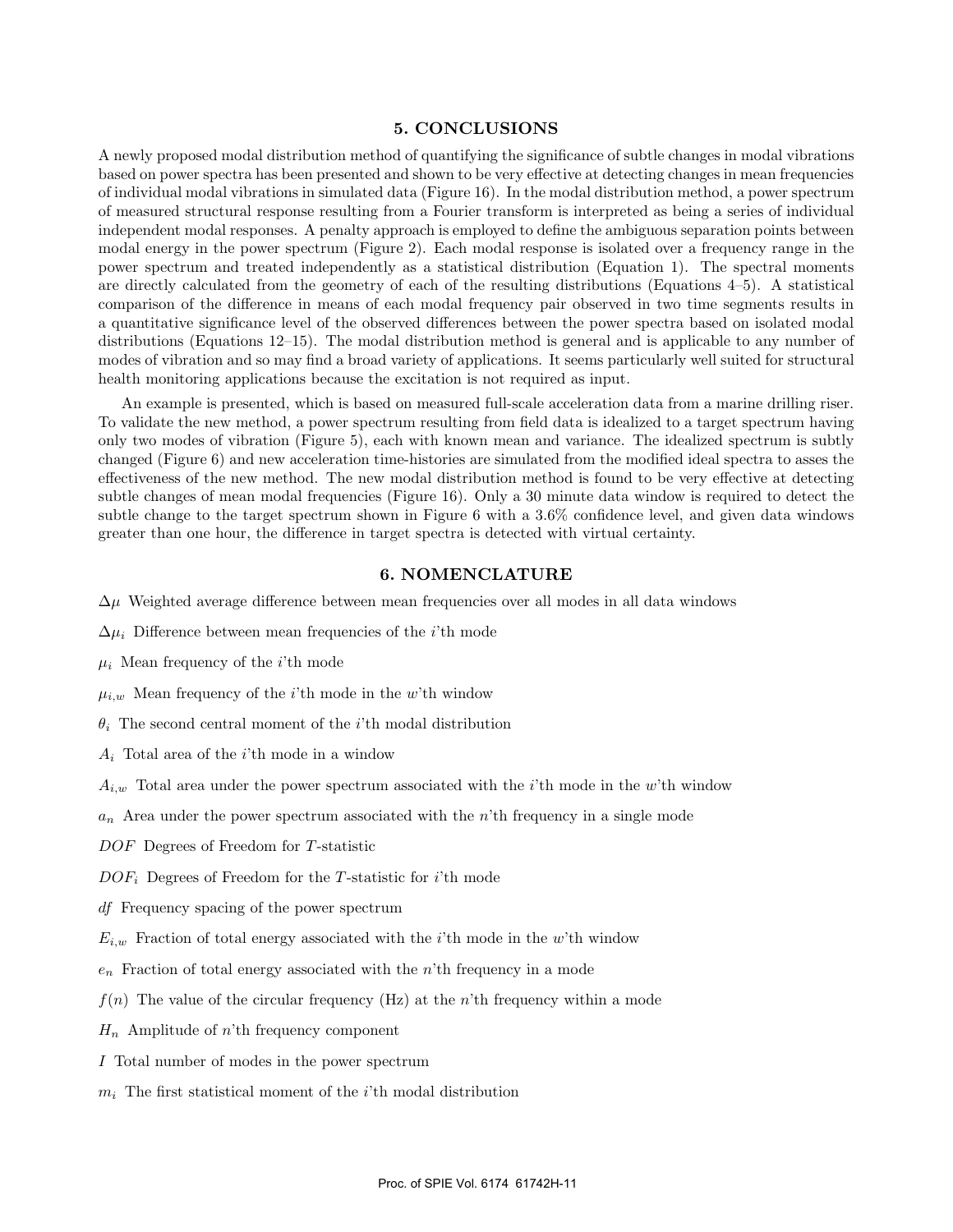## 5. CONCLUSIONS

A newly proposed modal distribution method of quantifying the significance of subtle changes in modal vibrations based on power spectra has been presented and shown to be very effective at detecting changes in mean frequencies of individual modal vibrations in simulated data (Figure 16). In the modal distribution method, a power spectrum of measured structural response resulting from a Fourier transform is interpreted as being a series of individual independent modal responses. A penalty approach is employed to define the ambiguous separation points between modal energy in the power spectrum (Figure 2). Each modal response is isolated over a frequency range in the power spectrum and treated independently as a statistical distribution (Equation 1). The spectral moments are directly calculated from the geometry of each of the resulting distributions (Equations 4–5). A statistical comparison of the difference in means of each modal frequency pair observed in two time segments results in a quantitative significance level of the observed differences between the power spectra based on isolated modal distributions (Equations 12–15). The modal distribution method is general and is applicable to any number of modes of vibration and so may find a broad variety of applications. It seems particularly well suited for structural health monitoring applications because the excitation is not required as input.

An example is presented, which is based on measured full-scale acceleration data from a marine drilling riser. To validate the new method, a power spectrum resulting from field data is idealized to a target spectrum having only two modes of vibration (Figure 5), each with known mean and variance. The idealized spectrum is subtly changed (Figure 6) and new acceleration time-histories are simulated from the modified ideal spectra to asses the effectiveness of the new method. The new modal distribution method is found to be very effective at detecting subtle changes of mean modal frequencies (Figure 16). Only a 30 minute data window is required to detect the subtle change to the target spectrum shown in Figure 6 with a 3.6% confidence level, and given data windows greater than one hour, the difference in target spectra is detected with virtual certainty.

## 6. NOMENCLATURE

$\Delta\mu$ Weighted average difference between mean frequencies over all modes in all data windows

$\Delta\mu_i$ Difference between mean frequencies of the $i$'th mode

$\mu_i$ Mean frequency of the $i$'th mode

$\mu_{i,w}$ Mean frequency of the $i$'th mode in the $w$'th window

$\theta_i$ The second central moment of the $i$'th modal distribution

$A_i$ Total area of the $i$'th mode in a window

$A_{i,w}$ Total area under the power spectrum associated with the $i$'th mode in the $w$'th window

$a_n$ Area under the power spectrum associated with the $n$'th frequency in a single mode

$DOF$ Degrees of Freedom for $T$-statistic

$DOF_i$ Degrees of Freedom for the $T$-statistic for $i$'th mode

$df$ Frequency spacing of the power spectrum

$E_{i,w}$ Fraction of total energy associated with the $i$'th mode in the $w$'th window

$e_n$ Fraction of total energy associated with the $n$'th frequency in a mode

$f(n)$ The value of the circular frequency (Hz) at the $n$'th frequency within a mode

$H_n$ Amplitude of $n$'th frequency component

$I$ Total number of modes in the power spectrum

$m_i$ The first statistical moment of the $i$'th modal distribution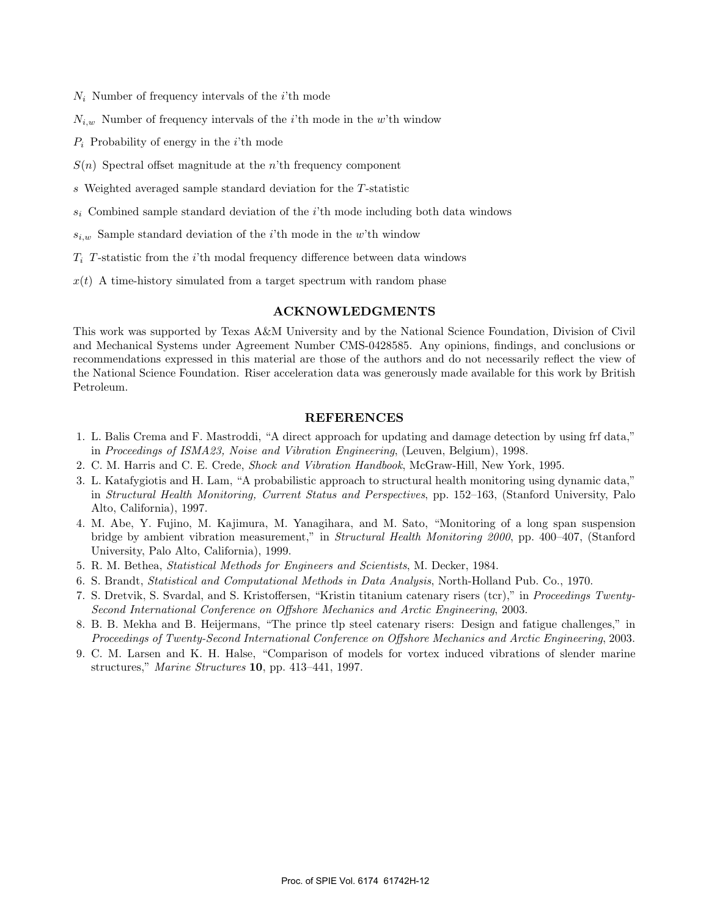$N_i$ Number of frequency intervals of the $i$'th mode

$N_{i,w}$ Number of frequency intervals of the $i$'th mode in the $w$'th window

$P_i$ Probability of energy in the $i$'th mode

$S(n)$ Spectral offset magnitude at the $n$'th frequency component

$s$ Weighted averaged sample standard deviation for the $T$-statistic

$s_i$ Combined sample standard deviation of the $i$'th mode including both data windows

$s_{i,w}$ Sample standard deviation of the $i$'th mode in the $w$'th window

$T_i$ $T$-statistic from the $i$'th modal frequency difference between data windows

$x(t)$ A time-history simulated from a target spectrum with random phase

## ACKNOWLEDGMENTS

This work was supported by Texas A&M University and by the National Science Foundation, Division of Civil and Mechanical Systems under Agreement Number CMS-0428585. Any opinions, findings, and conclusions or recommendations expressed in this material are those of the authors and do not necessarily reflect the view of the National Science Foundation. Riser acceleration data was generously made available for this work by British Petroleum.

## REFERENCES

1. L. Balis Crema and F. Mastroddi, "A direct approach for updating and damage detection by using frf data," in *Proceedings of ISMA23, Noise and Vibration Engineering*, (Leuven, Belgium), 1998.
2. C. M. Harris and C. E. Crede, *Shock and Vibration Handbook*, McGraw-Hill, New York, 1995.
3. L. Katafygiotis and H. Lam, "A probabilistic approach to structural health monitoring using dynamic data," in *Structural Health Monitoring, Current Status and Perspectives*, pp. 152–163, (Stanford University, Palo Alto, California), 1997.
4. M. Abe, Y. Fujino, M. Kajimura, M. Yanagihara, and M. Sato, "Monitoring of a long span suspension bridge by ambient vibration measurement," in *Structural Health Monitoring 2000*, pp. 400–407, (Stanford University, Palo Alto, California), 1999.
5. R. M. Bethea, *Statistical Methods for Engineers and Scientists*, M. Decker, 1984.
6. S. Brandt, *Statistical and Computational Methods in Data Analysis*, North-Holland Pub. Co., 1970.
7. S. Dretvik, S. Svardal, and S. Kristoffersen, "Kristin titanium catenary risers (tcr)," in *Proceedings Twenty-Second International Conference on Offshore Mechanics and Arctic Engineering*, 2003.
8. B. B. Mekha and B. Heijermans, "The prince tlp steel catenary risers: Design and fatigue challenges," in *Proceedings of Twenty-Second International Conference on Offshore Mechanics and Arctic Engineering*, 2003.
9. C. M. Larsen and K. H. Halse, "Comparison of models for vortex induced vibrations of slender marine structures," *Marine Structures* **10**, pp. 413–441, 1997.